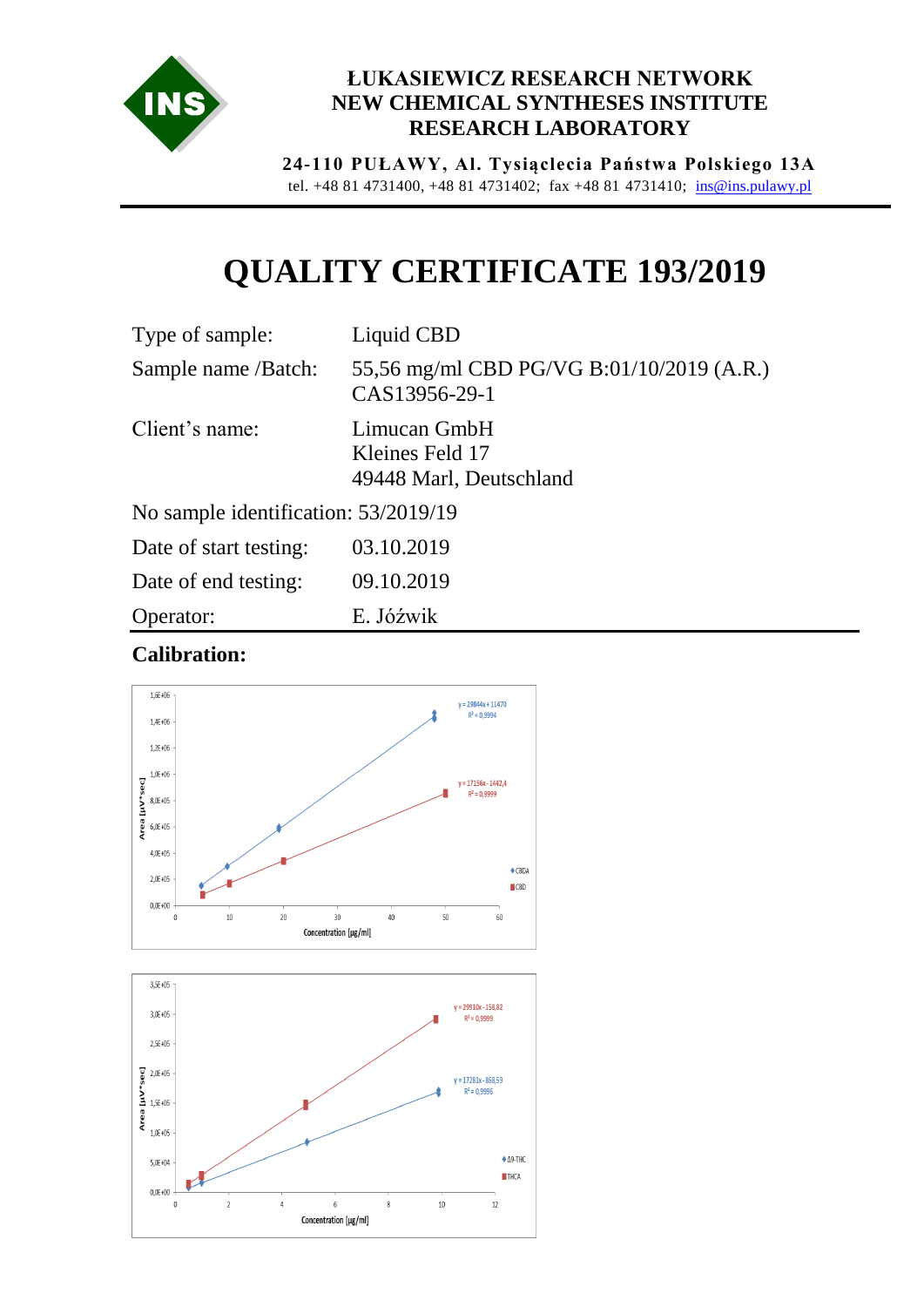**ŁUKASIEWICZ RESEARCH NETWORK**
**NEW CHEMICAL SYNTHESES INSTITUTE**
**RESEARCH LABORATORY**

**24-110 PUŁAWY, Al. Tysiąclecia Państwa Polskiego 13A**
tel. +48 81 4731400, +48 81 4731402; fax +48 81 4731410; ins@ins.pulawy.pl

# QUALITY CERTIFICATE 193/2019

| | |
|---|---|
| Type of sample: | Liquid CBD |
| Sample name /Batch: | 55,56 mg/ml CBD PG/VG B:01/10/2019 (A.R.) CAS13956-29-1 |
| Client's name: | Limucan GmbH<br>Kleines Feld 17<br>49448 Marl, Deutschland |
| No sample identification: | 53/2019/19 |
| Date of start testing: | 03.10.2019 |
| Date of end testing: | 09.10.2019 |
| Operator: | E. Jóźwik |

## Calibration: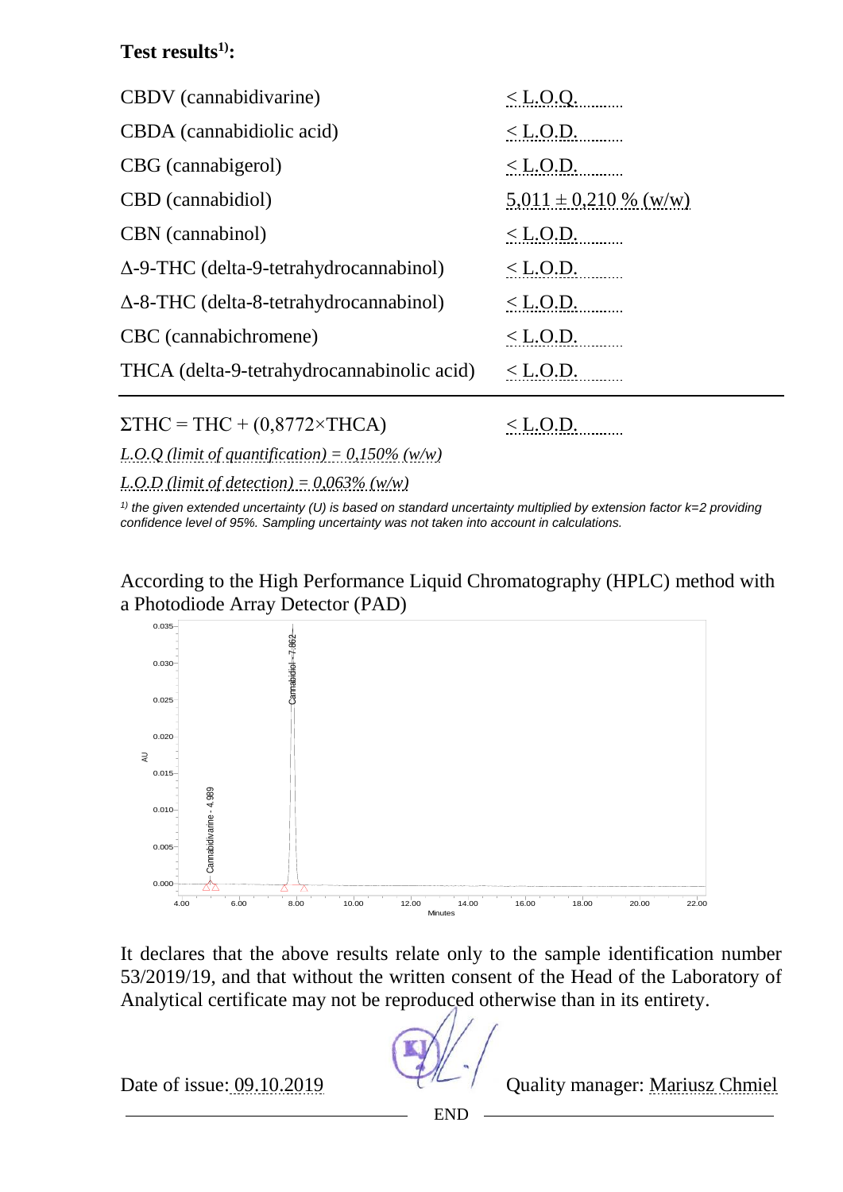**Test results[1]:**

| | |
|---|---|
| CBDV (cannabidivarine) | < L.O.Q. |
| CBDA (cannabidiolic acid) | < L.O.D. |
| CBG (cannabigerol) | < L.O.D. |
| CBD (cannabidiol) | 5,011 ± 0,210 % (w/w) |
| CBN (cannabinol) | < L.O.D. |
| Δ-9-THC (delta-9-tetrahydrocannabinol) | < L.O.D. |
| Δ-8-THC (delta-8-tetrahydrocannabinol) | < L.O.D. |
| CBC (cannabichromene) | < L.O.D. |
| THCA (delta-9-tetrahydrocannabinolic acid) | < L.O.D. |
| ΣTHC = THC + (0,8772×THCA) | < L.O.D. |

*L.O.Q (limit of quantification) = 0,150% (w/w)*

*L.O.D (limit of detection) = 0,063% (w/w)*

*[1] the given extended uncertainty (U) is based on standard uncertainty multiplied by extension factor k=2 providing confidence level of 95%. Sampling uncertainty was not taken into account in calculations.*

According to the High Performance Liquid Chromatography (HPLC) method with a Photodiode Array Detector (PAD)

AU

0.035
0.030
0.025
0.020
0.015
0.010
0.005
0.000

Cannabidivarine - 4.989

Cannabidiol - 7.862

4.00 6.00 8.00 10.00 12.00 14.00 16.00 18.00 20.00 22.00

Minutes

It declares that the above results relate only to the sample identification number 53/2019/19, and that without the written consent of the Head of the Laboratory of Analytical certificate may not be reproduced otherwise than in its entirety.

Date of issue: 09.10.2019

Quality manager: Mariusz Chmiel

END